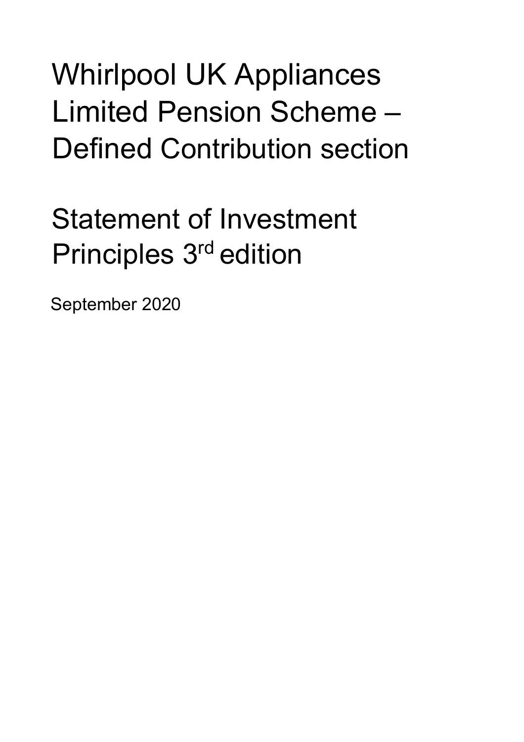# Whirlpool UK Appliances Limited Pension Scheme – Defined Contribution section

# Statement of Investment Principles 3rd edition

September 2020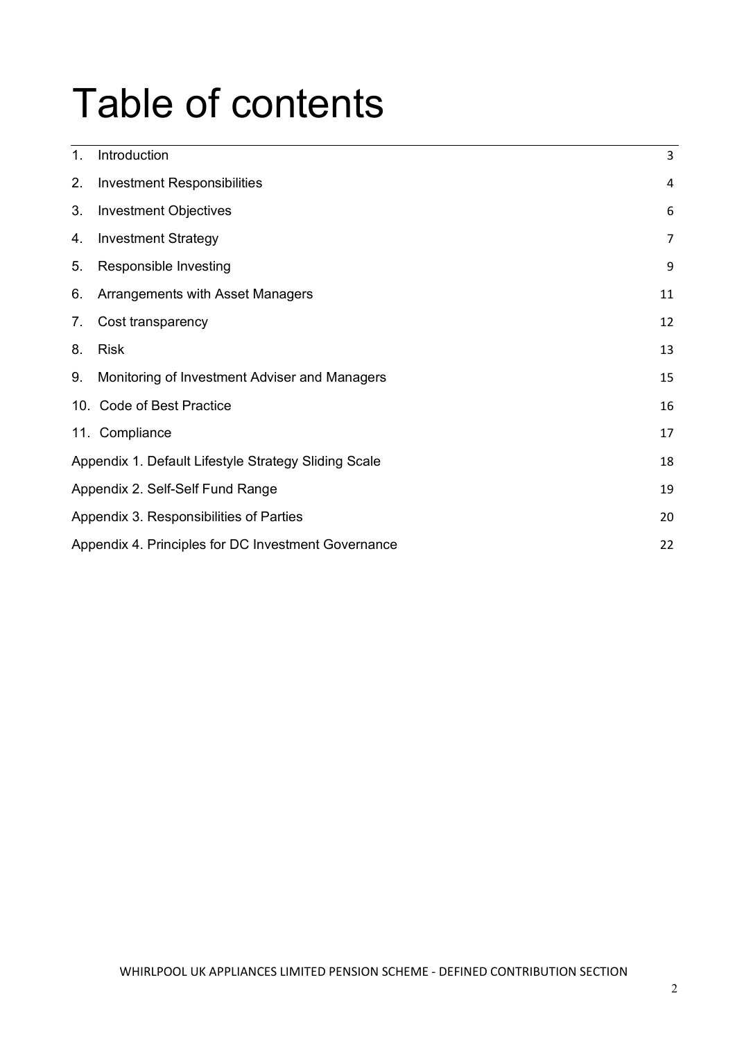# Table of contents

| | |
|---|---|
| 1. Introduction | 3 |
| 2. Investment Responsibilities | 4 |
| 3. Investment Objectives | 6 |
| 4. Investment Strategy | 7 |
| 5. Responsible Investing | 9 |
| 6. Arrangements with Asset Managers | 11 |
| 7. Cost transparency | 12 |
| 8. Risk | 13 |
| 9. Monitoring of Investment Adviser and Managers | 15 |
| 10. Code of Best Practice | 16 |
| 11. Compliance | 17 |
| Appendix 1. Default Lifestyle Strategy Sliding Scale | 18 |
| Appendix 2. Self-Self Fund Range | 19 |
| Appendix 3. Responsibilities of Parties | 20 |
| Appendix 4. Principles for DC Investment Governance | 22 |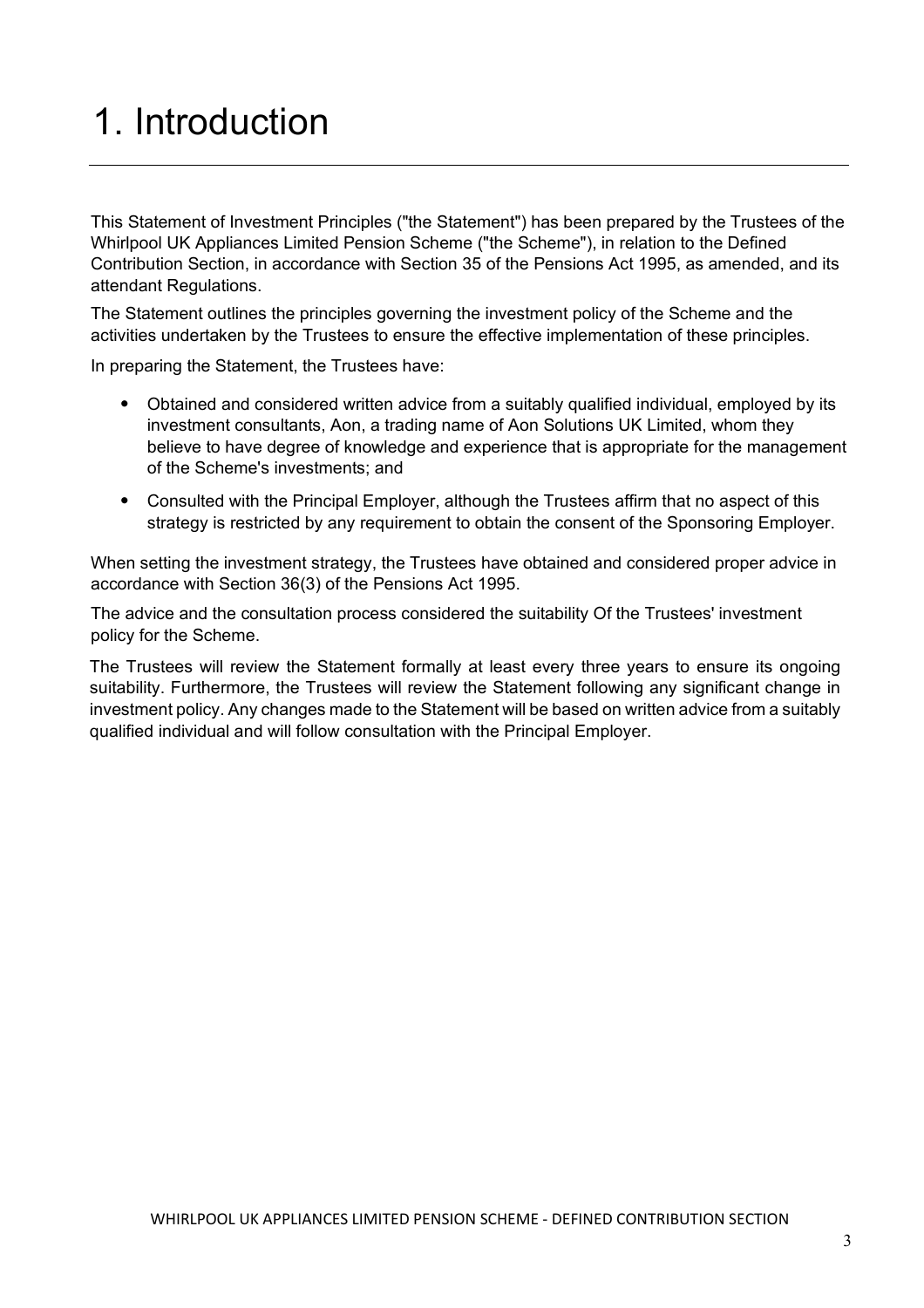# 1. Introduction

This Statement of Investment Principles ("the Statement") has been prepared by the Trustees of the Whirlpool UK Appliances Limited Pension Scheme ("the Scheme"), in relation to the Defined Contribution Section, in accordance with Section 35 of the Pensions Act 1995, as amended, and its attendant Regulations.

The Statement outlines the principles governing the investment policy of the Scheme and the activities undertaken by the Trustees to ensure the effective implementation of these principles.

In preparing the Statement, the Trustees have:

- Obtained and considered written advice from a suitably qualified individual, employed by its investment consultants, Aon, a trading name of Aon Solutions UK Limited, whom they believe to have degree of knowledge and experience that is appropriate for the management of the Scheme's investments; and
- Consulted with the Principal Employer, although the Trustees affirm that no aspect of this strategy is restricted by any requirement to obtain the consent of the Sponsoring Employer.

When setting the investment strategy, the Trustees have obtained and considered proper advice in accordance with Section 36(3) of the Pensions Act 1995.

The advice and the consultation process considered the suitability Of the Trustees' investment policy for the Scheme.

The Trustees will review the Statement formally at least every three years to ensure its ongoing suitability. Furthermore, the Trustees will review the Statement following any significant change in investment policy. Any changes made to the Statement will be based on written advice from a suitably qualified individual and will follow consultation with the Principal Employer.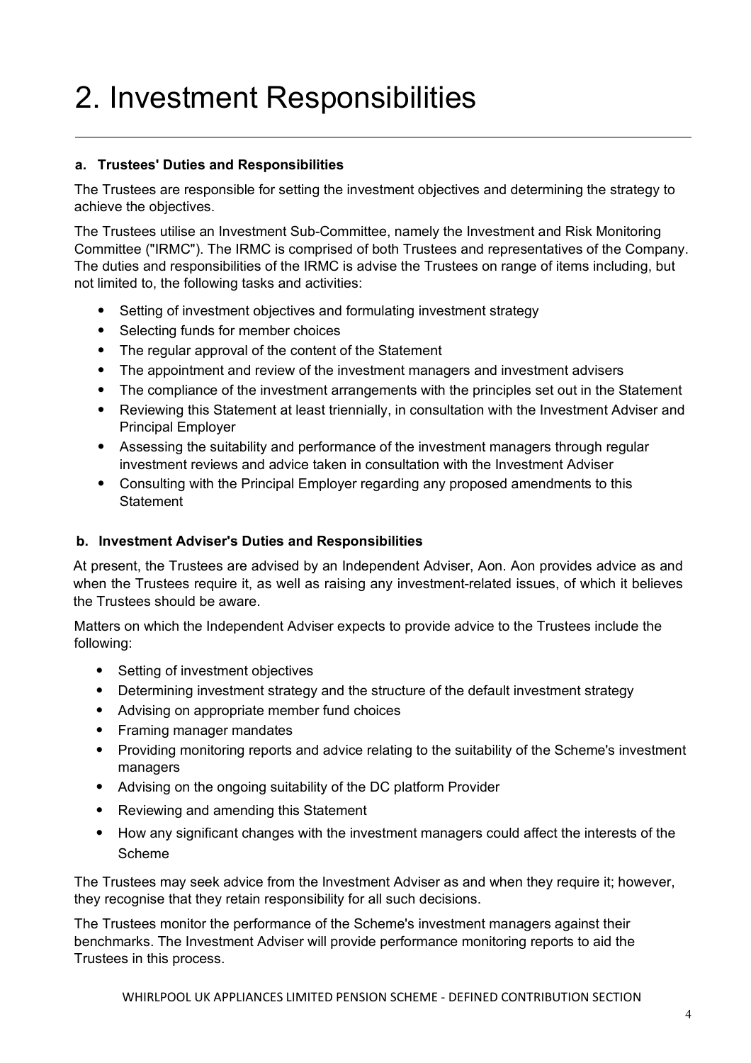# 2. Investment Responsibilities

### a. Trustees' Duties and Responsibilities

The Trustees are responsible for setting the investment objectives and determining the strategy to achieve the objectives.

The Trustees utilise an Investment Sub-Committee, namely the Investment and Risk Monitoring Committee ("IRMC"). The IRMC is comprised of both Trustees and representatives of the Company. The duties and responsibilities of the IRMC is advise the Trustees on range of items including, but not limited to, the following tasks and activities:

- Setting of investment objectives and formulating investment strategy
- Selecting funds for member choices
- The regular approval of the content of the Statement
- The appointment and review of the investment managers and investment advisers
- The compliance of the investment arrangements with the principles set out in the Statement
- Reviewing this Statement at least triennially, in consultation with the Investment Adviser and Principal Employer
- Assessing the suitability and performance of the investment managers through regular investment reviews and advice taken in consultation with the Investment Adviser
- Consulting with the Principal Employer regarding any proposed amendments to this Statement

### b. Investment Adviser's Duties and Responsibilities

At present, the Trustees are advised by an Independent Adviser, Aon. Aon provides advice as and when the Trustees require it, as well as raising any investment-related issues, of which it believes the Trustees should be aware.

Matters on which the Independent Adviser expects to provide advice to the Trustees include the following:

- Setting of investment objectives
- Determining investment strategy and the structure of the default investment strategy
- Advising on appropriate member fund choices
- Framing manager mandates
- Providing monitoring reports and advice relating to the suitability of the Scheme's investment managers
- Advising on the ongoing suitability of the DC platform Provider
- Reviewing and amending this Statement
- How any significant changes with the investment managers could affect the interests of the Scheme

The Trustees may seek advice from the Investment Adviser as and when they require it; however, they recognise that they retain responsibility for all such decisions.

The Trustees monitor the performance of the Scheme's investment managers against their benchmarks. The Investment Adviser will provide performance monitoring reports to aid the Trustees in this process.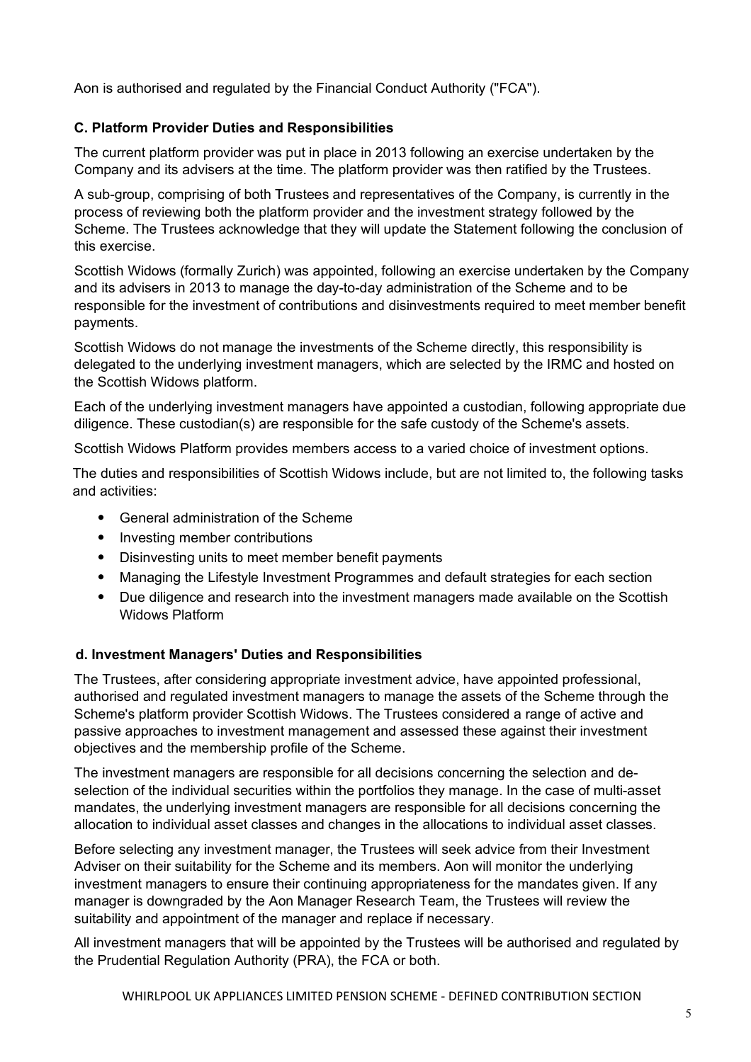Aon is authorised and regulated by the Financial Conduct Authority ("FCA").

### C. Platform Provider Duties and Responsibilities

The current platform provider was put in place in 2013 following an exercise undertaken by the Company and its advisers at the time. The platform provider was then ratified by the Trustees.

A sub-group, comprising of both Trustees and representatives of the Company, is currently in the process of reviewing both the platform provider and the investment strategy followed by the Scheme. The Trustees acknowledge that they will update the Statement following the conclusion of this exercise.

Scottish Widows (formally Zurich) was appointed, following an exercise undertaken by the Company and its advisers in 2013 to manage the day-to-day administration of the Scheme and to be responsible for the investment of contributions and disinvestments required to meet member benefit payments.

Scottish Widows do not manage the investments of the Scheme directly, this responsibility is delegated to the underlying investment managers, which are selected by the IRMC and hosted on the Scottish Widows platform.

Each of the underlying investment managers have appointed a custodian, following appropriate due diligence. These custodian(s) are responsible for the safe custody of the Scheme's assets.

Scottish Widows Platform provides members access to a varied choice of investment options.

The duties and responsibilities of Scottish Widows include, but are not limited to, the following tasks and activities:

- General administration of the Scheme
- Investing member contributions
- Disinvesting units to meet member benefit payments
- Managing the Lifestyle Investment Programmes and default strategies for each section
- Due diligence and research into the investment managers made available on the Scottish Widows Platform

### d. Investment Managers' Duties and Responsibilities

The Trustees, after considering appropriate investment advice, have appointed professional, authorised and regulated investment managers to manage the assets of the Scheme through the Scheme's platform provider Scottish Widows. The Trustees considered a range of active and passive approaches to investment management and assessed these against their investment objectives and the membership profile of the Scheme.

The investment managers are responsible for all decisions concerning the selection and de-selection of the individual securities within the portfolios they manage. In the case of multi-asset mandates, the underlying investment managers are responsible for all decisions concerning the allocation to individual asset classes and changes in the allocations to individual asset classes.

Before selecting any investment manager, the Trustees will seek advice from their Investment Adviser on their suitability for the Scheme and its members. Aon will monitor the underlying investment managers to ensure their continuing appropriateness for the mandates given. If any manager is downgraded by the Aon Manager Research Team, the Trustees will review the suitability and appointment of the manager and replace if necessary.

All investment managers that will be appointed by the Trustees will be authorised and regulated by the Prudential Regulation Authority (PRA), the FCA or both.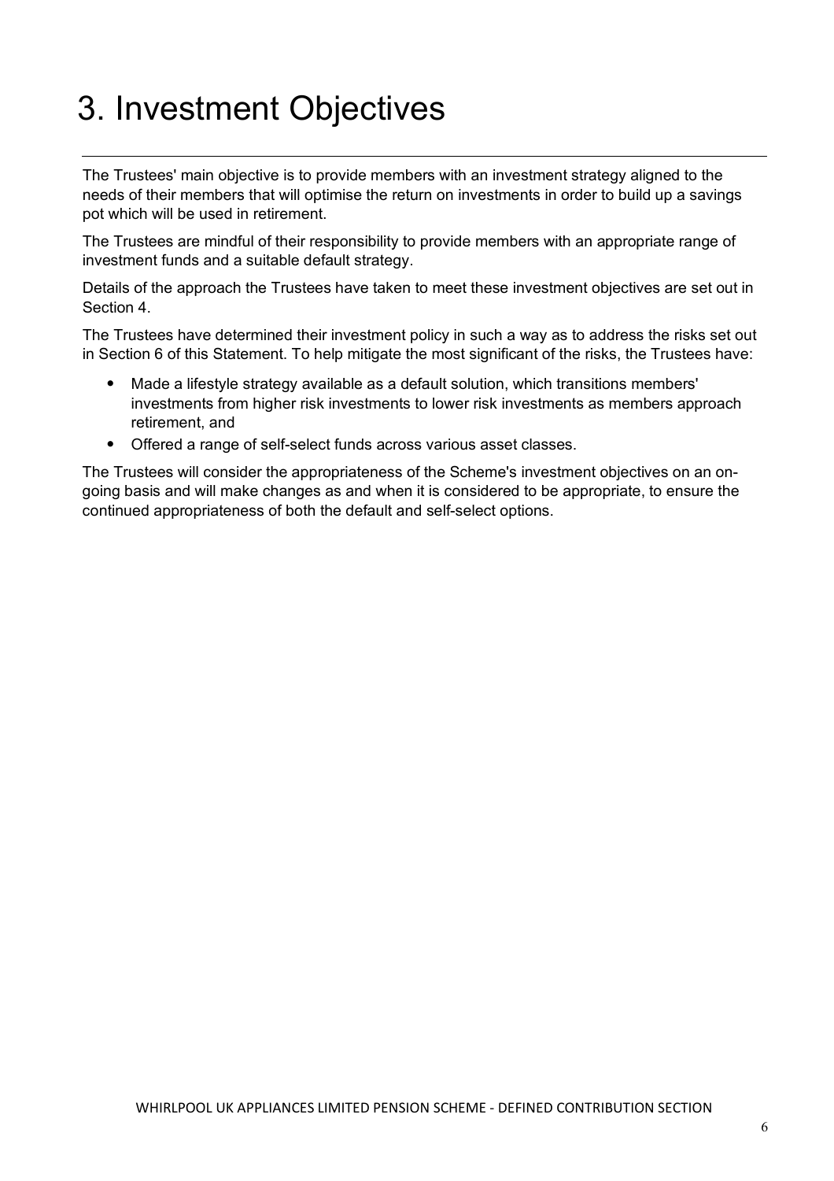# 3. Investment Objectives

The Trustees' main objective is to provide members with an investment strategy aligned to the needs of their members that will optimise the return on investments in order to build up a savings pot which will be used in retirement.

The Trustees are mindful of their responsibility to provide members with an appropriate range of investment funds and a suitable default strategy.

Details of the approach the Trustees have taken to meet these investment objectives are set out in Section 4.

The Trustees have determined their investment policy in such a way as to address the risks set out in Section 6 of this Statement. To help mitigate the most significant of the risks, the Trustees have:

- Made a lifestyle strategy available as a default solution, which transitions members' investments from higher risk investments to lower risk investments as members approach retirement, and
- Offered a range of self-select funds across various asset classes.

The Trustees will consider the appropriateness of the Scheme's investment objectives on an on-going basis and will make changes as and when it is considered to be appropriate, to ensure the continued appropriateness of both the default and self-select options.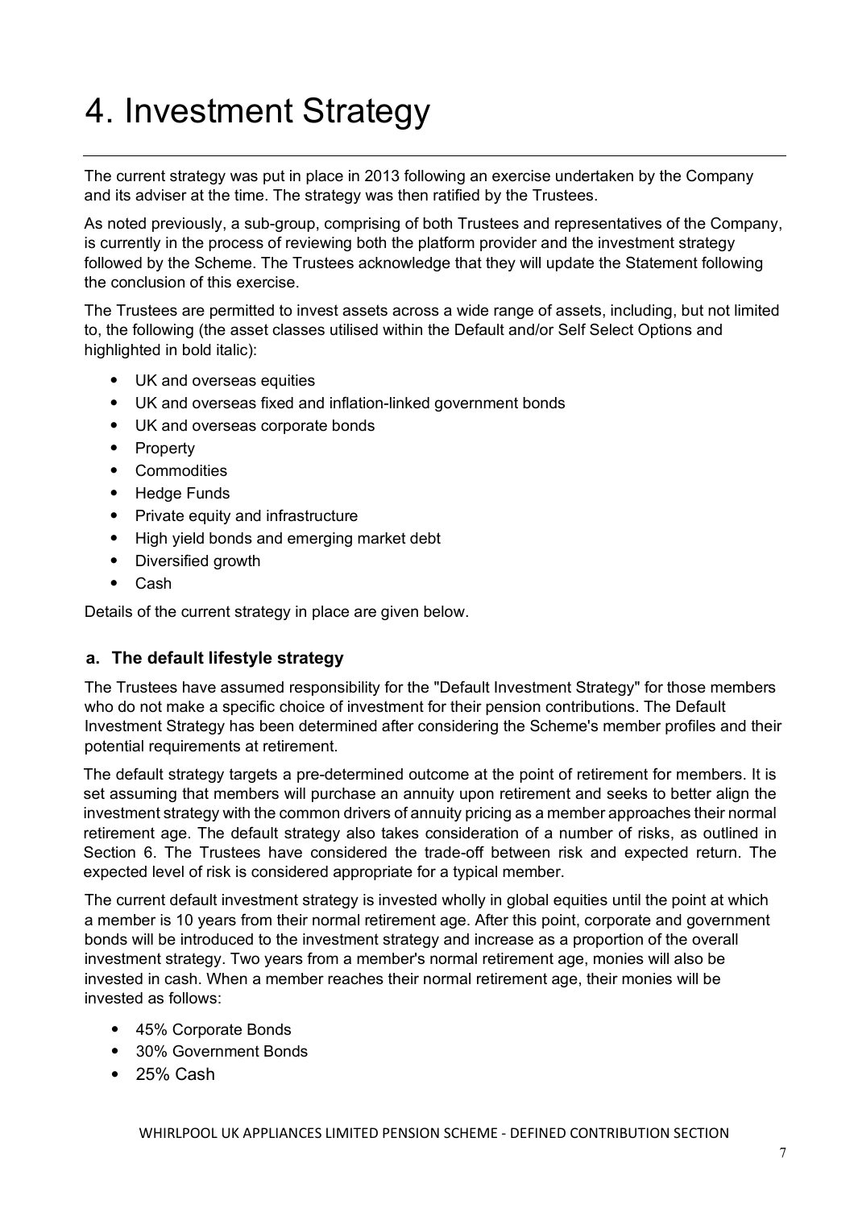# 4. Investment Strategy

The current strategy was put in place in 2013 following an exercise undertaken by the Company and its adviser at the time. The strategy was then ratified by the Trustees.

As noted previously, a sub-group, comprising of both Trustees and representatives of the Company, is currently in the process of reviewing both the platform provider and the investment strategy followed by the Scheme. The Trustees acknowledge that they will update the Statement following the conclusion of this exercise.

The Trustees are permitted to invest assets across a wide range of assets, including, but not limited to, the following (the asset classes utilised within the Default and/or Self Select Options and highlighted in bold italic):

- UK and overseas equities
- UK and overseas fixed and inflation-linked government bonds
- UK and overseas corporate bonds
- Property
- Commodities
- Hedge Funds
- Private equity and infrastructure
- High yield bonds and emerging market debt
- Diversified growth
- Cash

Details of the current strategy in place are given below.

### a. The default lifestyle strategy

The Trustees have assumed responsibility for the "Default Investment Strategy" for those members who do not make a specific choice of investment for their pension contributions. The Default Investment Strategy has been determined after considering the Scheme's member profiles and their potential requirements at retirement.

The default strategy targets a pre-determined outcome at the point of retirement for members. It is set assuming that members will purchase an annuity upon retirement and seeks to better align the investment strategy with the common drivers of annuity pricing as a member approaches their normal retirement age. The default strategy also takes consideration of a number of risks, as outlined in Section 6. The Trustees have considered the trade-off between risk and expected return. The expected level of risk is considered appropriate for a typical member.

The current default investment strategy is invested wholly in global equities until the point at which a member is 10 years from their normal retirement age. After this point, corporate and government bonds will be introduced to the investment strategy and increase as a proportion of the overall investment strategy. Two years from a member's normal retirement age, monies will also be invested in cash. When a member reaches their normal retirement age, their monies will be invested as follows:

- 45% Corporate Bonds
- 30% Government Bonds
- 25% Cash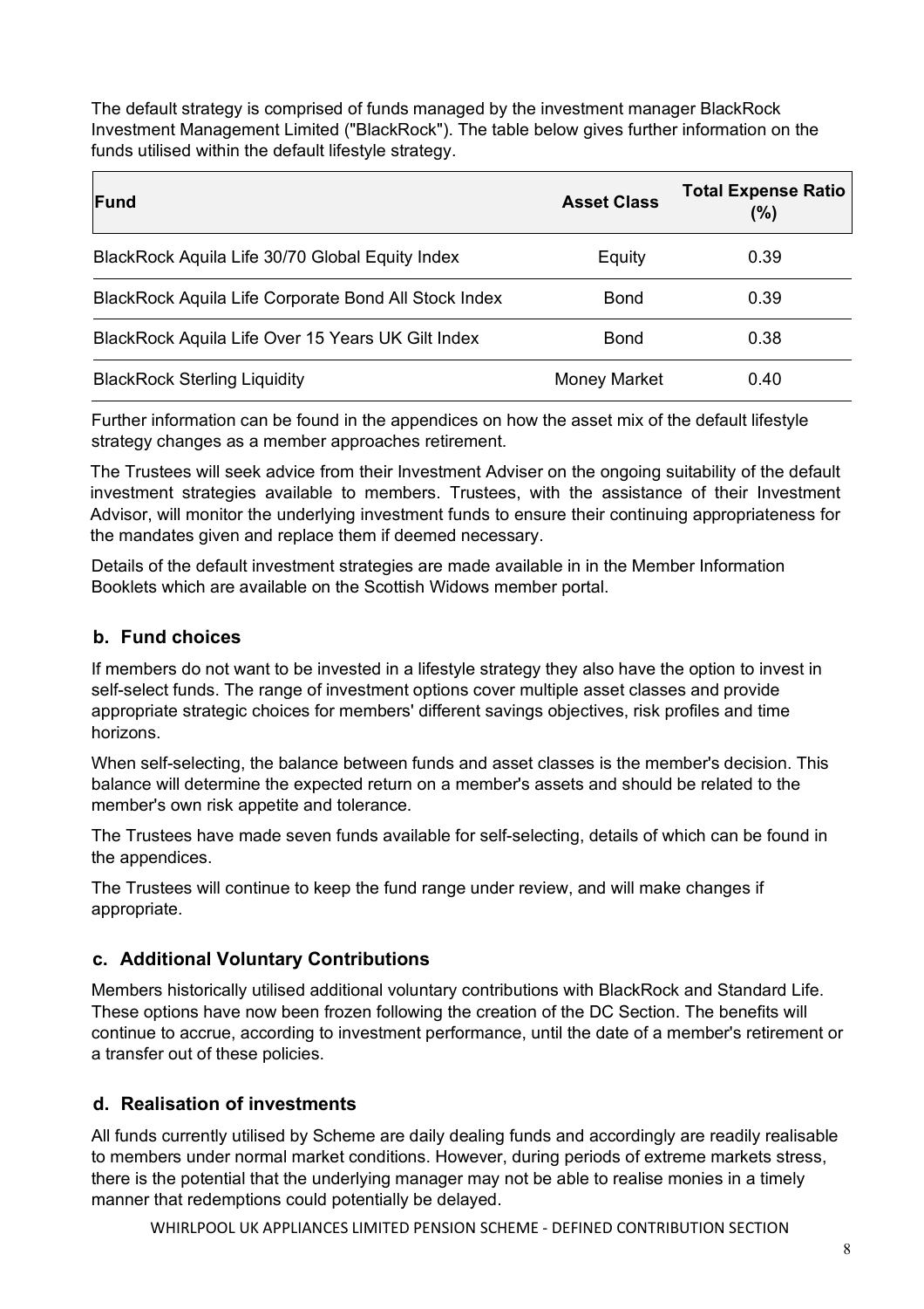The default strategy is comprised of funds managed by the investment manager BlackRock Investment Management Limited ("BlackRock"). The table below gives further information on the funds utilised within the default lifestyle strategy.

| Fund | Asset Class | Total Expense Ratio (%) |
|---|---|---|
| BlackRock Aquila Life 30/70 Global Equity Index | Equity | 0.39 |
| BlackRock Aquila Life Corporate Bond All Stock Index | Bond | 0.39 |
| BlackRock Aquila Life Over 15 Years UK Gilt Index | Bond | 0.38 |
| BlackRock Sterling Liquidity | Money Market | 0.40 |

Further information can be found in the appendices on how the asset mix of the default lifestyle strategy changes as a member approaches retirement.

The Trustees will seek advice from their Investment Adviser on the ongoing suitability of the default investment strategies available to members. Trustees, with the assistance of their Investment Advisor, will monitor the underlying investment funds to ensure their continuing appropriateness for the mandates given and replace them if deemed necessary.

Details of the default investment strategies are made available in in the Member Information Booklets which are available on the Scottish Widows member portal.

### b. Fund choices

If members do not want to be invested in a lifestyle strategy they also have the option to invest in self-select funds. The range of investment options cover multiple asset classes and provide appropriate strategic choices for members' different savings objectives, risk profiles and time horizons.

When self-selecting, the balance between funds and asset classes is the member's decision. This balance will determine the expected return on a member's assets and should be related to the member's own risk appetite and tolerance.

The Trustees have made seven funds available for self-selecting, details of which can be found in the appendices.

The Trustees will continue to keep the fund range under review, and will make changes if appropriate.

### c. Additional Voluntary Contributions

Members historically utilised additional voluntary contributions with BlackRock and Standard Life. These options have now been frozen following the creation of the DC Section. The benefits will continue to accrue, according to investment performance, until the date of a member's retirement or a transfer out of these policies.

### d. Realisation of investments

All funds currently utilised by Scheme are daily dealing funds and accordingly are readily realisable to members under normal market conditions. However, during periods of extreme markets stress, there is the potential that the underlying manager may not be able to realise monies in a timely manner that redemptions could potentially be delayed.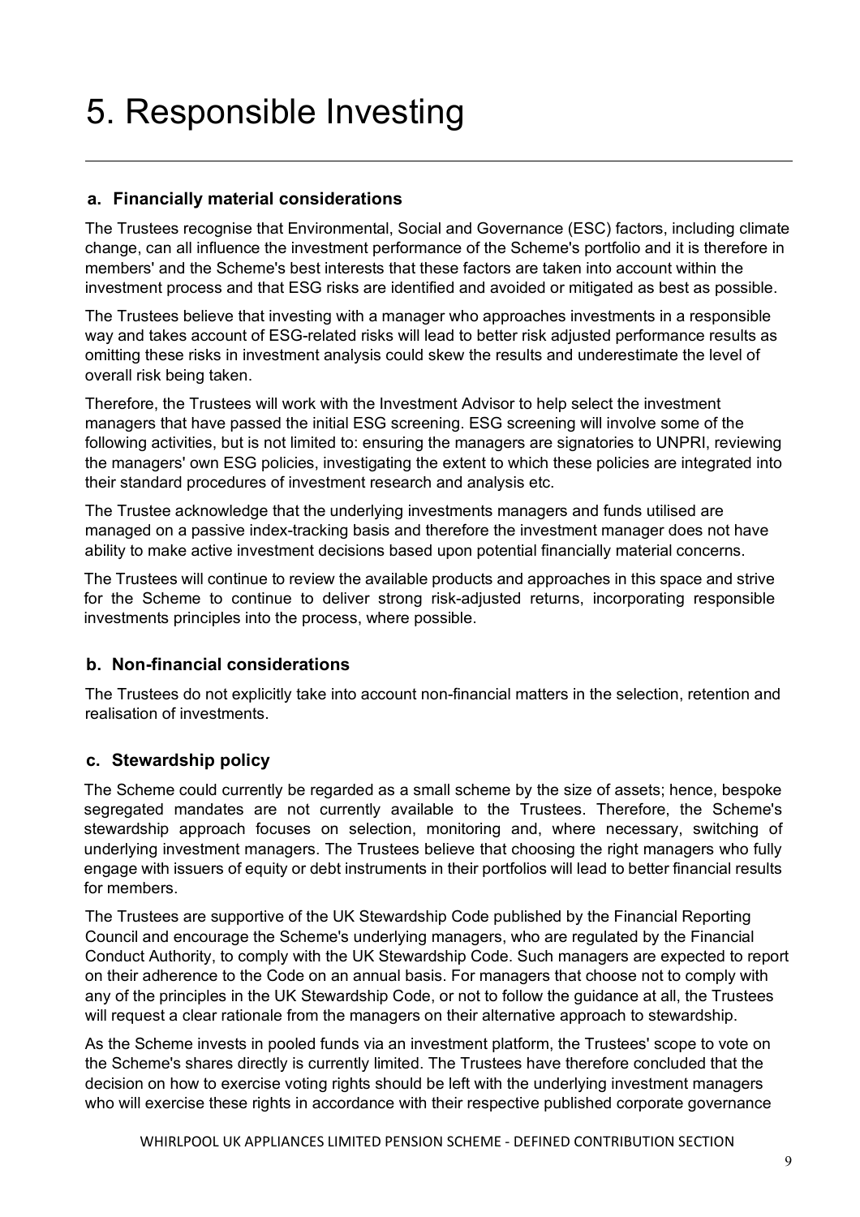# 5. Responsible Investing

## a. Financially material considerations

The Trustees recognise that Environmental, Social and Governance (ESC) factors, including climate change, can all influence the investment performance of the Scheme's portfolio and it is therefore in members' and the Scheme's best interests that these factors are taken into account within the investment process and that ESG risks are identified and avoided or mitigated as best as possible.

The Trustees believe that investing with a manager who approaches investments in a responsible way and takes account of ESG-related risks will lead to better risk adjusted performance results as omitting these risks in investment analysis could skew the results and underestimate the level of overall risk being taken.

Therefore, the Trustees will work with the Investment Advisor to help select the investment managers that have passed the initial ESG screening. ESG screening will involve some of the following activities, but is not limited to: ensuring the managers are signatories to UNPRI, reviewing the managers' own ESG policies, investigating the extent to which these policies are integrated into their standard procedures of investment research and analysis etc.

The Trustee acknowledge that the underlying investments managers and funds utilised are managed on a passive index-tracking basis and therefore the investment manager does not have ability to make active investment decisions based upon potential financially material concerns.

The Trustees will continue to review the available products and approaches in this space and strive for the Scheme to continue to deliver strong risk-adjusted returns, incorporating responsible investments principles into the process, where possible.

## b. Non-financial considerations

The Trustees do not explicitly take into account non-financial matters in the selection, retention and realisation of investments.

## c. Stewardship policy

The Scheme could currently be regarded as a small scheme by the size of assets; hence, bespoke segregated mandates are not currently available to the Trustees. Therefore, the Scheme's stewardship approach focuses on selection, monitoring and, where necessary, switching of underlying investment managers. The Trustees believe that choosing the right managers who fully engage with issuers of equity or debt instruments in their portfolios will lead to better financial results for members.

The Trustees are supportive of the UK Stewardship Code published by the Financial Reporting Council and encourage the Scheme's underlying managers, who are regulated by the Financial Conduct Authority, to comply with the UK Stewardship Code. Such managers are expected to report on their adherence to the Code on an annual basis. For managers that choose not to comply with any of the principles in the UK Stewardship Code, or not to follow the guidance at all, the Trustees will request a clear rationale from the managers on their alternative approach to stewardship.

As the Scheme invests in pooled funds via an investment platform, the Trustees' scope to vote on the Scheme's shares directly is currently limited. The Trustees have therefore concluded that the decision on how to exercise voting rights should be left with the underlying investment managers who will exercise these rights in accordance with their respective published corporate governance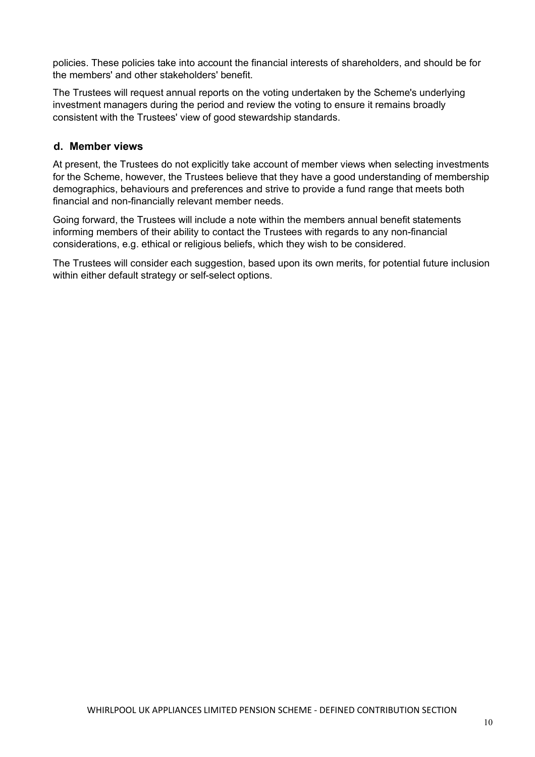policies. These policies take into account the financial interests of shareholders, and should be for the members' and other stakeholders' benefit.

The Trustees will request annual reports on the voting undertaken by the Scheme's underlying investment managers during the period and review the voting to ensure it remains broadly consistent with the Trustees' view of good stewardship standards.

### d. Member views

At present, the Trustees do not explicitly take account of member views when selecting investments for the Scheme, however, the Trustees believe that they have a good understanding of membership demographics, behaviours and preferences and strive to provide a fund range that meets both financial and non-financially relevant member needs.

Going forward, the Trustees will include a note within the members annual benefit statements informing members of their ability to contact the Trustees with regards to any non-financial considerations, e.g. ethical or religious beliefs, which they wish to be considered.

The Trustees will consider each suggestion, based upon its own merits, for potential future inclusion within either default strategy or self-select options.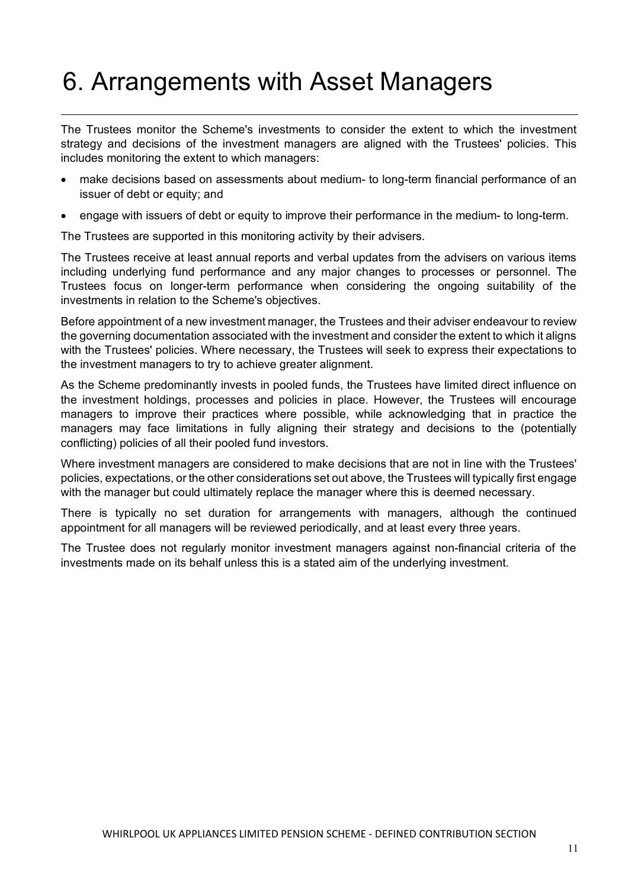# 6. Arrangements with Asset Managers

The Trustees monitor the Scheme's investments to consider the extent to which the investment strategy and decisions of the investment managers are aligned with the Trustees' policies. This includes monitoring the extent to which managers:

- make decisions based on assessments about medium- to long-term financial performance of an issuer of debt or equity; and
- engage with issuers of debt or equity to improve their performance in the medium- to long-term.

The Trustees are supported in this monitoring activity by their advisers.

The Trustees receive at least annual reports and verbal updates from the advisers on various items including underlying fund performance and any major changes to processes or personnel. The Trustees focus on longer-term performance when considering the ongoing suitability of the investments in relation to the Scheme's objectives.

Before appointment of a new investment manager, the Trustees and their adviser endeavour to review the governing documentation associated with the investment and consider the extent to which it aligns with the Trustees' policies. Where necessary, the Trustees will seek to express their expectations to the investment managers to try to achieve greater alignment.

As the Scheme predominantly invests in pooled funds, the Trustees have limited direct influence on the investment holdings, processes and policies in place. However, the Trustees will encourage managers to improve their practices where possible, while acknowledging that in practice the managers may face limitations in fully aligning their strategy and decisions to the (potentially conflicting) policies of all their pooled fund investors.

Where investment managers are considered to make decisions that are not in line with the Trustees' policies, expectations, or the other considerations set out above, the Trustees will typically first engage with the manager but could ultimately replace the manager where this is deemed necessary.

There is typically no set duration for arrangements with managers, although the continued appointment for all managers will be reviewed periodically, and at least every three years.

The Trustee does not regularly monitor investment managers against non-financial criteria of the investments made on its behalf unless this is a stated aim of the underlying investment.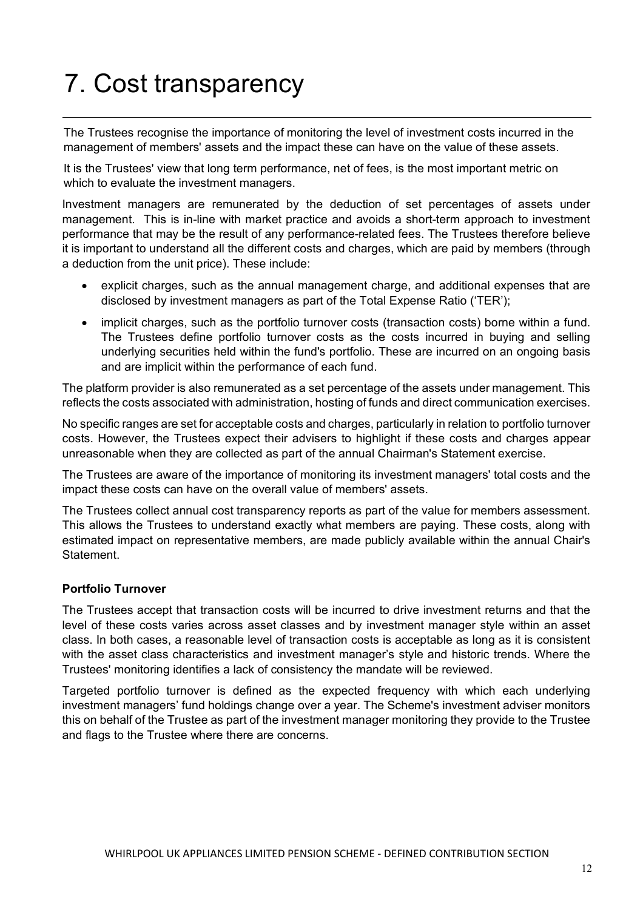# 7. Cost transparency

The Trustees recognise the importance of monitoring the level of investment costs incurred in the management of members' assets and the impact these can have on the value of these assets.

It is the Trustees' view that long term performance, net of fees, is the most important metric on which to evaluate the investment managers.

Investment managers are remunerated by the deduction of set percentages of assets under management. This is in-line with market practice and avoids a short-term approach to investment performance that may be the result of any performance-related fees. The Trustees therefore believe it is important to understand all the different costs and charges, which are paid by members (through a deduction from the unit price). These include:

- explicit charges, such as the annual management charge, and additional expenses that are disclosed by investment managers as part of the Total Expense Ratio ('TER');
- implicit charges, such as the portfolio turnover costs (transaction costs) borne within a fund. The Trustees define portfolio turnover costs as the costs incurred in buying and selling underlying securities held within the fund's portfolio. These are incurred on an ongoing basis and are implicit within the performance of each fund.

The platform provider is also remunerated as a set percentage of the assets under management. This reflects the costs associated with administration, hosting of funds and direct communication exercises.

No specific ranges are set for acceptable costs and charges, particularly in relation to portfolio turnover costs. However, the Trustees expect their advisers to highlight if these costs and charges appear unreasonable when they are collected as part of the annual Chairman's Statement exercise.

The Trustees are aware of the importance of monitoring its investment managers' total costs and the impact these costs can have on the overall value of members' assets.

The Trustees collect annual cost transparency reports as part of the value for members assessment. This allows the Trustees to understand exactly what members are paying. These costs, along with estimated impact on representative members, are made publicly available within the annual Chair's Statement.

**Portfolio Turnover**

The Trustees accept that transaction costs will be incurred to drive investment returns and that the level of these costs varies across asset classes and by investment manager style within an asset class. In both cases, a reasonable level of transaction costs is acceptable as long as it is consistent with the asset class characteristics and investment manager's style and historic trends. Where the Trustees' monitoring identifies a lack of consistency the mandate will be reviewed.

Targeted portfolio turnover is defined as the expected frequency with which each underlying investment managers' fund holdings change over a year. The Scheme's investment adviser monitors this on behalf of the Trustee as part of the investment manager monitoring they provide to the Trustee and flags to the Trustee where there are concerns.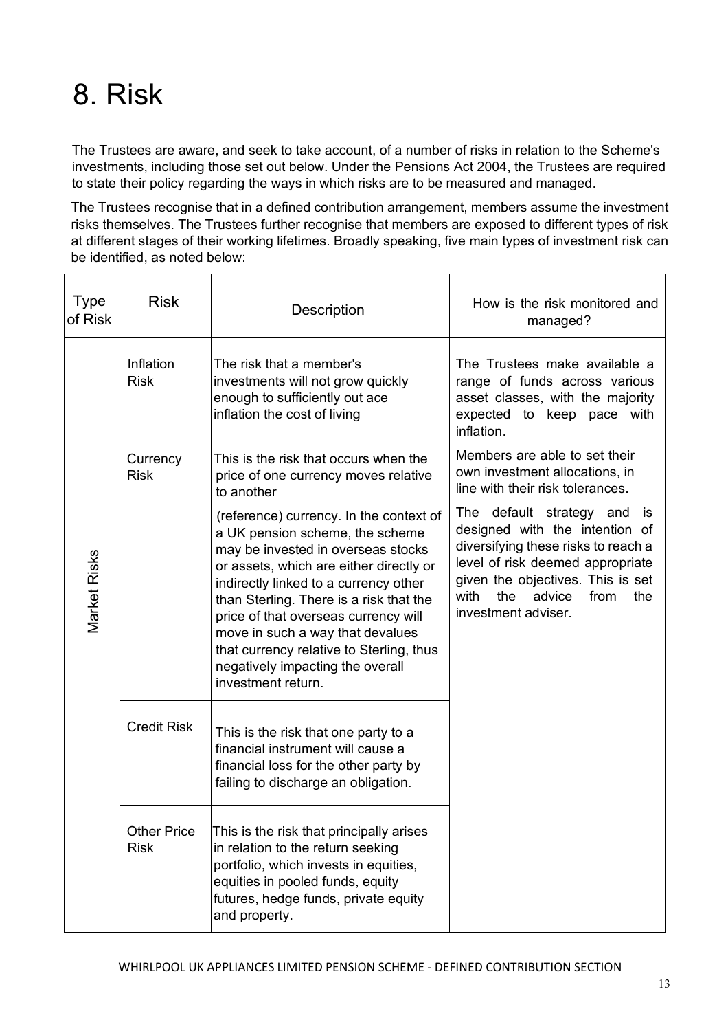# 8. Risk

The Trustees are aware, and seek to take account, of a number of risks in relation to the Scheme's investments, including those set out below. Under the Pensions Act 2004, the Trustees are required to state their policy regarding the ways in which risks are to be measured and managed.

The Trustees recognise that in a defined contribution arrangement, members assume the investment risks themselves. The Trustees further recognise that members are exposed to different types of risk at different stages of their working lifetimes. Broadly speaking, five main types of investment risk can be identified, as noted below:

| Type of Risk | Risk | Description | How is the risk monitored and managed? |
|---|---|---|---|
| Market Risks | Inflation Risk | The risk that a member's investments will not grow quickly enough to sufficiently out ace inflation the cost of living | The Trustees make available a range of funds across various asset classes, with the majority expected to keep pace with inflation.<br><br>Members are able to set their own investment allocations, in line with their risk tolerances.<br><br>The default strategy and is designed with the intention of diversifying these risks to reach a level of risk deemed appropriate given the objectives. This is set with the advice from the investment adviser. |
| | Currency Risk | This is the risk that occurs when the price of one currency moves relative to another (reference) currency. In the context of a UK pension scheme, the scheme may be invested in overseas stocks or assets, which are either directly or indirectly linked to a currency other than Sterling. There is a risk that the price of that overseas currency will move in such a way that devalues that currency relative to Sterling, thus negatively impacting the overall investment return. | |
| | Credit Risk | This is the risk that one party to a financial instrument will cause a financial loss for the other party by failing to discharge an obligation. | |
| | Other Price Risk | This is the risk that principally arises in relation to the return seeking portfolio, which invests in equities, equities in pooled funds, equity futures, hedge funds, private equity and property. | |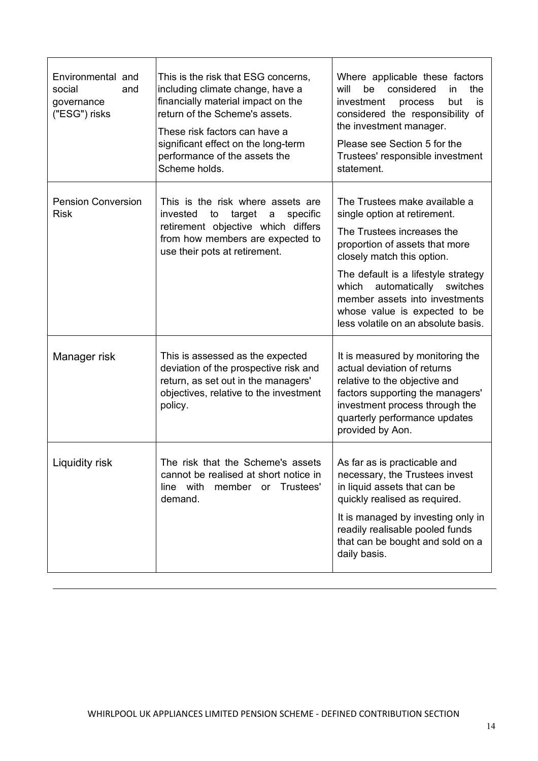| | | |
|---|---|---|
| Environmental and social and governance ("ESG") risks | This is the risk that ESG concerns, including climate change, have a financially material impact on the return of the Scheme's assets. These risk factors can have a significant effect on the long-term performance of the assets the Scheme holds. | Where applicable these factors will be considered in the investment process but is considered the responsibility of the investment manager. Please see Section 5 for the Trustees' responsible investment statement. |
| Pension Conversion Risk | This is the risk where assets are invested to target a specific retirement objective which differs from how members are expected to use their pots at retirement. | The Trustees make available a single option at retirement. The Trustees increases the proportion of assets that more closely match this option. The default is a lifestyle strategy which automatically switches member assets into investments whose value is expected to be less volatile on an absolute basis. |
| Manager risk | This is assessed as the expected deviation of the prospective risk and return, as set out in the managers' objectives, relative to the investment policy. | It is measured by monitoring the actual deviation of returns relative to the objective and factors supporting the managers' investment process through the quarterly performance updates provided by Aon. |
| Liquidity risk | The risk that the Scheme's assets cannot be realised at short notice in line with member or Trustees' demand. | As far as is practicable and necessary, the Trustees invest in liquid assets that can be quickly realised as required. It is managed by investing only in readily realisable pooled funds that can be bought and sold on a daily basis. |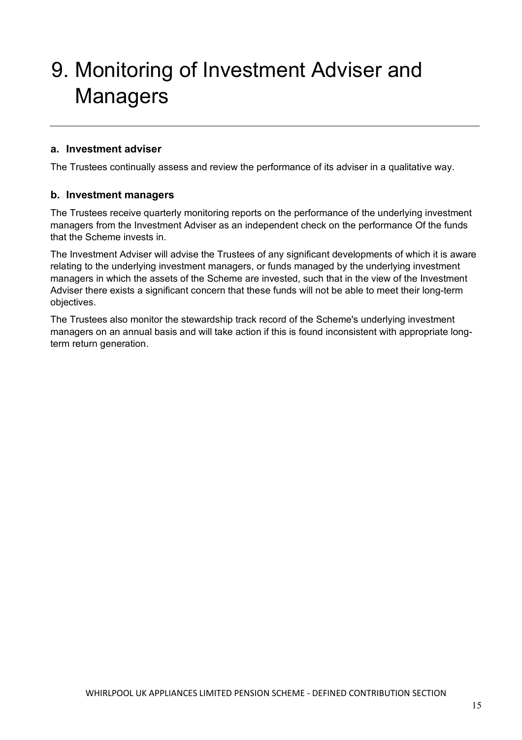# 9. Monitoring of Investment Adviser and Managers

### a. Investment adviser

The Trustees continually assess and review the performance of its adviser in a qualitative way.

### b. Investment managers

The Trustees receive quarterly monitoring reports on the performance of the underlying investment managers from the Investment Adviser as an independent check on the performance Of the funds that the Scheme invests in.

The Investment Adviser will advise the Trustees of any significant developments of which it is aware relating to the underlying investment managers, or funds managed by the underlying investment managers in which the assets of the Scheme are invested, such that in the view of the Investment Adviser there exists a significant concern that these funds will not be able to meet their long-term objectives.

The Trustees also monitor the stewardship track record of the Scheme's underlying investment managers on an annual basis and will take action if this is found inconsistent with appropriate long-term return generation.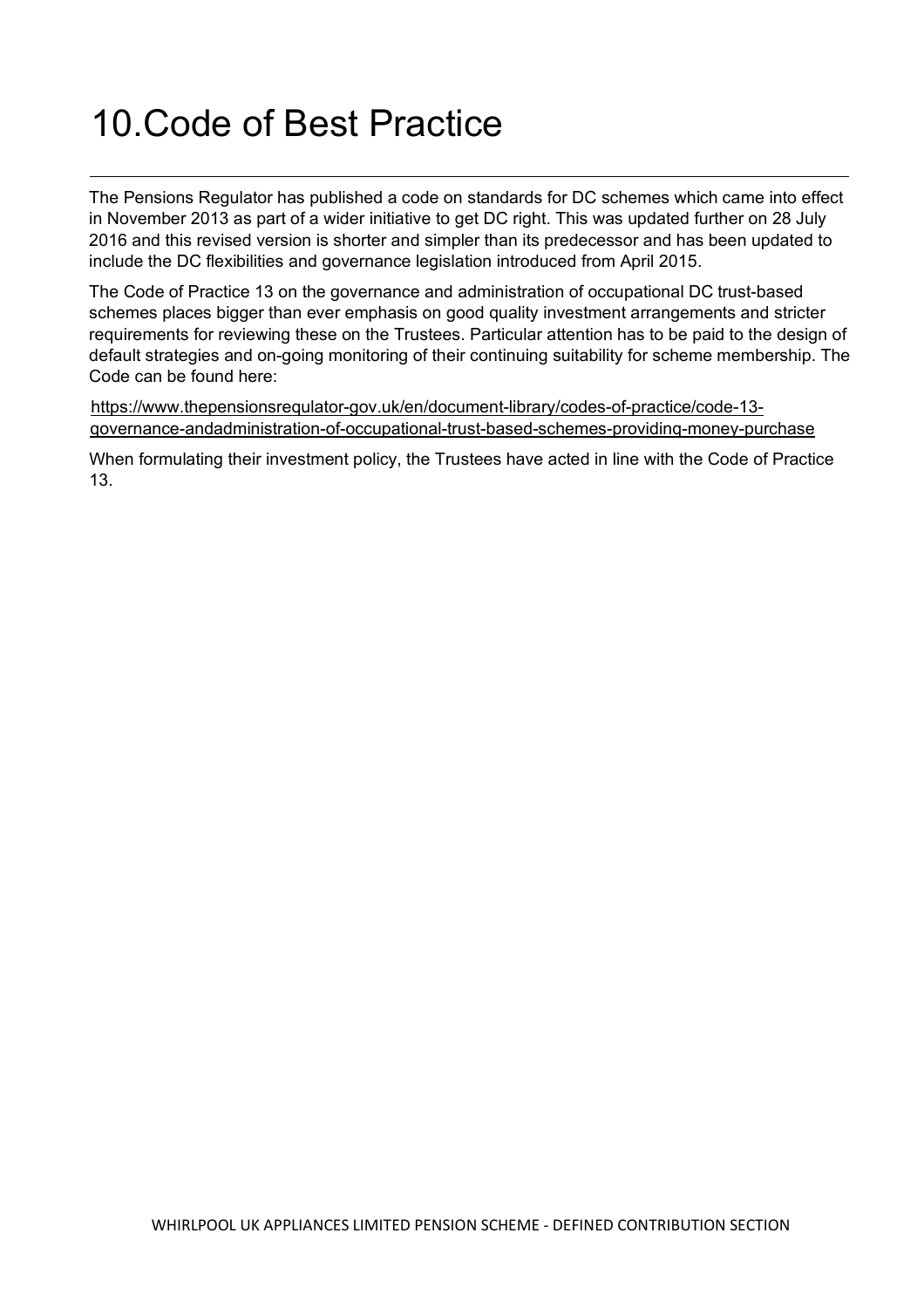# 10. Code of Best Practice

The Pensions Regulator has published a code on standards for DC schemes which came into effect in November 2013 as part of a wider initiative to get DC right. This was updated further on 28 July 2016 and this revised version is shorter and simpler than its predecessor and has been updated to include the DC flexibilities and governance legislation introduced from April 2015.

The Code of Practice 13 on the governance and administration of occupational DC trust-based schemes places bigger than ever emphasis on good quality investment arrangements and stricter requirements for reviewing these on the Trustees. Particular attention has to be paid to the design of default strategies and on-going monitoring of their continuing suitability for scheme membership. The Code can be found here:

https://www.thepensionsregulator-gov.uk/en/document-library/codes-of-practice/code-13-governance-andadministration-of-occupational-trust-based-schemes-providing-money-purchase

When formulating their investment policy, the Trustees have acted in line with the Code of Practice 13.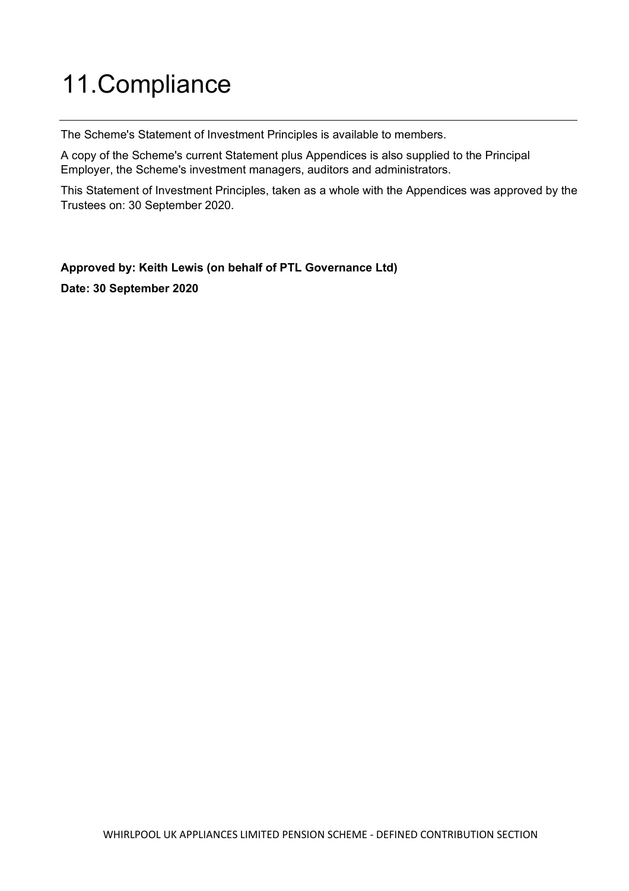# 11.Compliance

The Scheme's Statement of Investment Principles is available to members.

A copy of the Scheme's current Statement plus Appendices is also supplied to the Principal Employer, the Scheme's investment managers, auditors and administrators.

This Statement of Investment Principles, taken as a whole with the Appendices was approved by the Trustees on: 30 September 2020.

**Approved by: Keith Lewis (on behalf of PTL Governance Ltd)**

**Date: 30 September 2020**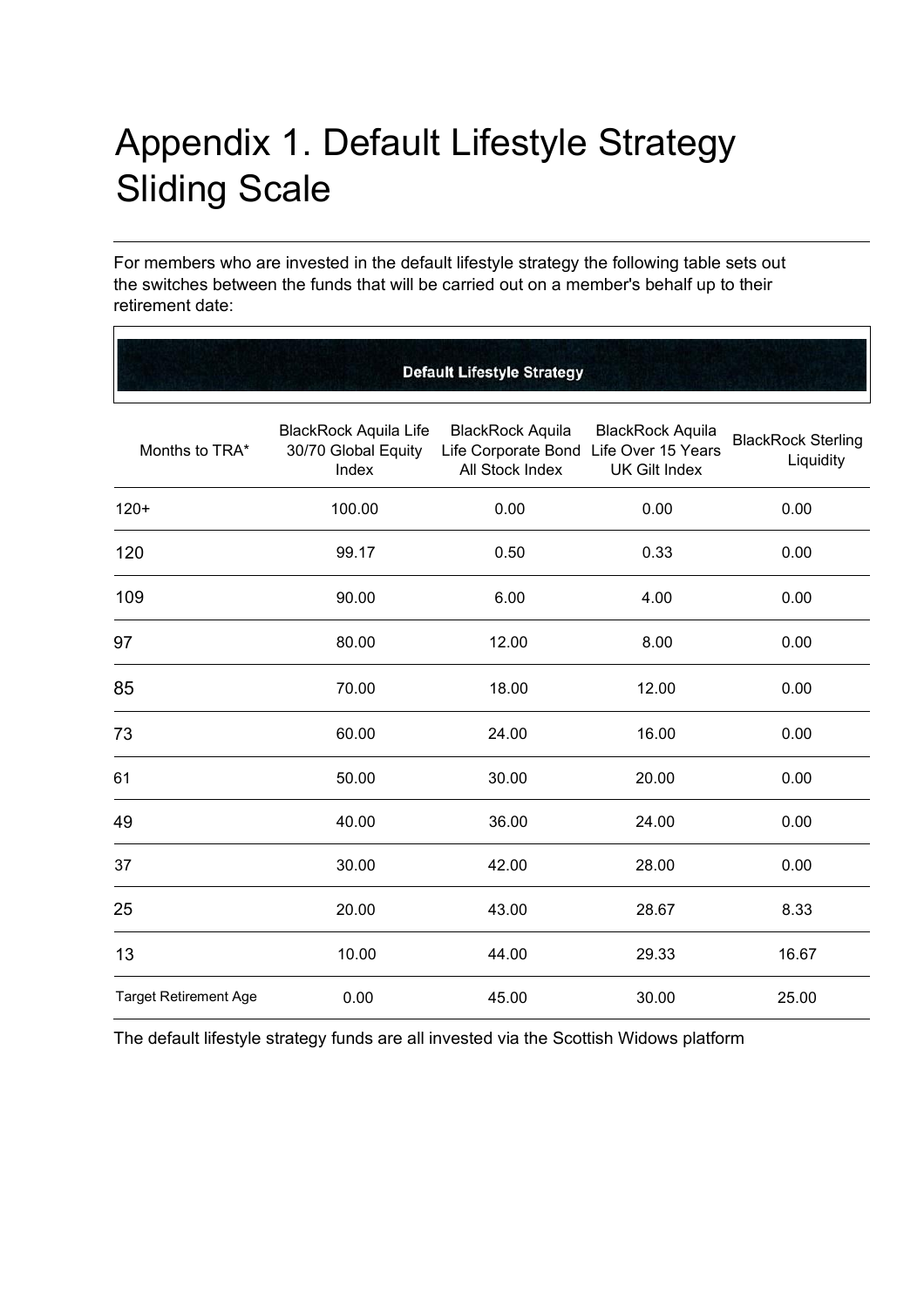# Appendix 1. Default Lifestyle Strategy Sliding Scale

For members who are invested in the default lifestyle strategy the following table sets out the switches between the funds that will be carried out on a member's behalf up to their retirement date:

**Default Lifestyle Strategy**

| Months to TRA* | BlackRock Aquila Life 30/70 Global Equity Index | BlackRock Aquila Life Corporate Bond All Stock Index | BlackRock Aquila Life Over 15 Years UK Gilt Index | BlackRock Sterling Liquidity |
|---|---|---|---|---|
| 120+ | 100.00 | 0.00 | 0.00 | 0.00 |
| 120 | 99.17 | 0.50 | 0.33 | 0.00 |
| 109 | 90.00 | 6.00 | 4.00 | 0.00 |
| 97 | 80.00 | 12.00 | 8.00 | 0.00 |
| 85 | 70.00 | 18.00 | 12.00 | 0.00 |
| 73 | 60.00 | 24.00 | 16.00 | 0.00 |
| 61 | 50.00 | 30.00 | 20.00 | 0.00 |
| 49 | 40.00 | 36.00 | 24.00 | 0.00 |
| 37 | 30.00 | 42.00 | 28.00 | 0.00 |
| 25 | 20.00 | 43.00 | 28.67 | 8.33 |
| 13 | 10.00 | 44.00 | 29.33 | 16.67 |
| Target Retirement Age | 0.00 | 45.00 | 30.00 | 25.00 |

The default lifestyle strategy funds are all invested via the Scottish Widows platform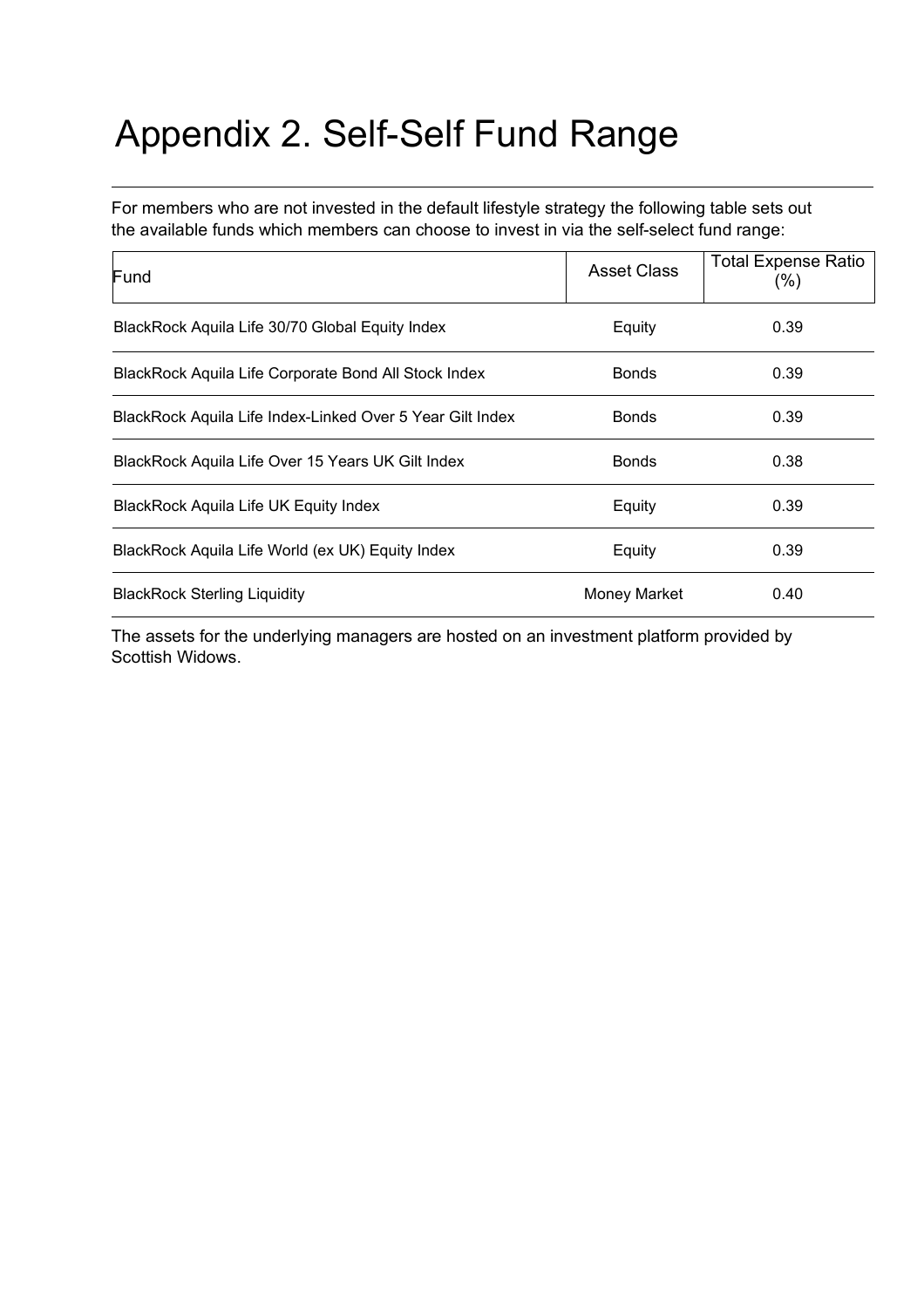# Appendix 2. Self-Self Fund Range

For members who are not invested in the default lifestyle strategy the following table sets out the available funds which members can choose to invest in via the self-select fund range:

| Fund | Asset Class | Total Expense Ratio (%) |
|---|---|---|
| BlackRock Aquila Life 30/70 Global Equity Index | Equity | 0.39 |
| BlackRock Aquila Life Corporate Bond All Stock Index | Bonds | 0.39 |
| BlackRock Aquila Life Index-Linked Over 5 Year Gilt Index | Bonds | 0.39 |
| BlackRock Aquila Life Over 15 Years UK Gilt Index | Bonds | 0.38 |
| BlackRock Aquila Life UK Equity Index | Equity | 0.39 |
| BlackRock Aquila Life World (ex UK) Equity Index | Equity | 0.39 |
| BlackRock Sterling Liquidity | Money Market | 0.40 |

The assets for the underlying managers are hosted on an investment platform provided by Scottish Widows.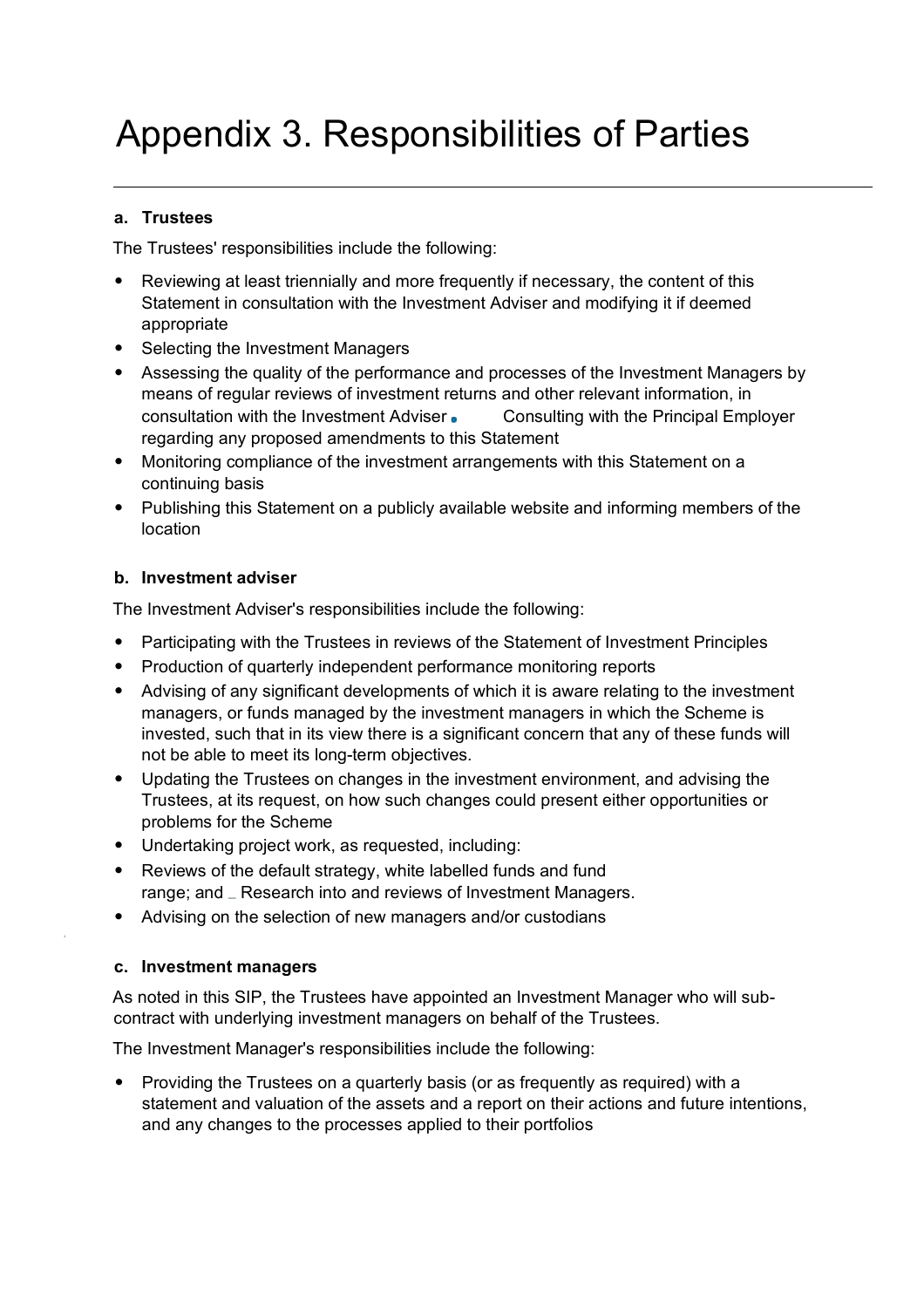# Appendix 3. Responsibilities of Parties

### a. Trustees

The Trustees' responsibilities include the following:

- Reviewing at least triennially and more frequently if necessary, the content of this Statement in consultation with the Investment Adviser and modifying it if deemed appropriate
- Selecting the Investment Managers
- Assessing the quality of the performance and processes of the Investment Managers by means of regular reviews of investment returns and other relevant information, in consultation with the Investment Adviser
- Consulting with the Principal Employer regarding any proposed amendments to this Statement
- Monitoring compliance of the investment arrangements with this Statement on a continuing basis
- Publishing this Statement on a publicly available website and informing members of the location

### b. Investment adviser

The Investment Adviser's responsibilities include the following:

- Participating with the Trustees in reviews of the Statement of Investment Principles
- Production of quarterly independent performance monitoring reports
- Advising of any significant developments of which it is aware relating to the investment managers, or funds managed by the investment managers in which the Scheme is invested, such that in its view there is a significant concern that any of these funds will not be able to meet its long-term objectives.
- Updating the Trustees on changes in the investment environment, and advising the Trustees, at its request, on how such changes could present either opportunities or problems for the Scheme
- Undertaking project work, as requested, including:
- Reviews of the default strategy, white labelled funds and fund range; and
  - Research into and reviews of Investment Managers.
- Advising on the selection of new managers and/or custodians

### c. Investment managers

As noted in this SIP, the Trustees have appointed an Investment Manager who will sub-contract with underlying investment managers on behalf of the Trustees.

The Investment Manager's responsibilities include the following:

- Providing the Trustees on a quarterly basis (or as frequently as required) with a statement and valuation of the assets and a report on their actions and future intentions, and any changes to the processes applied to their portfolios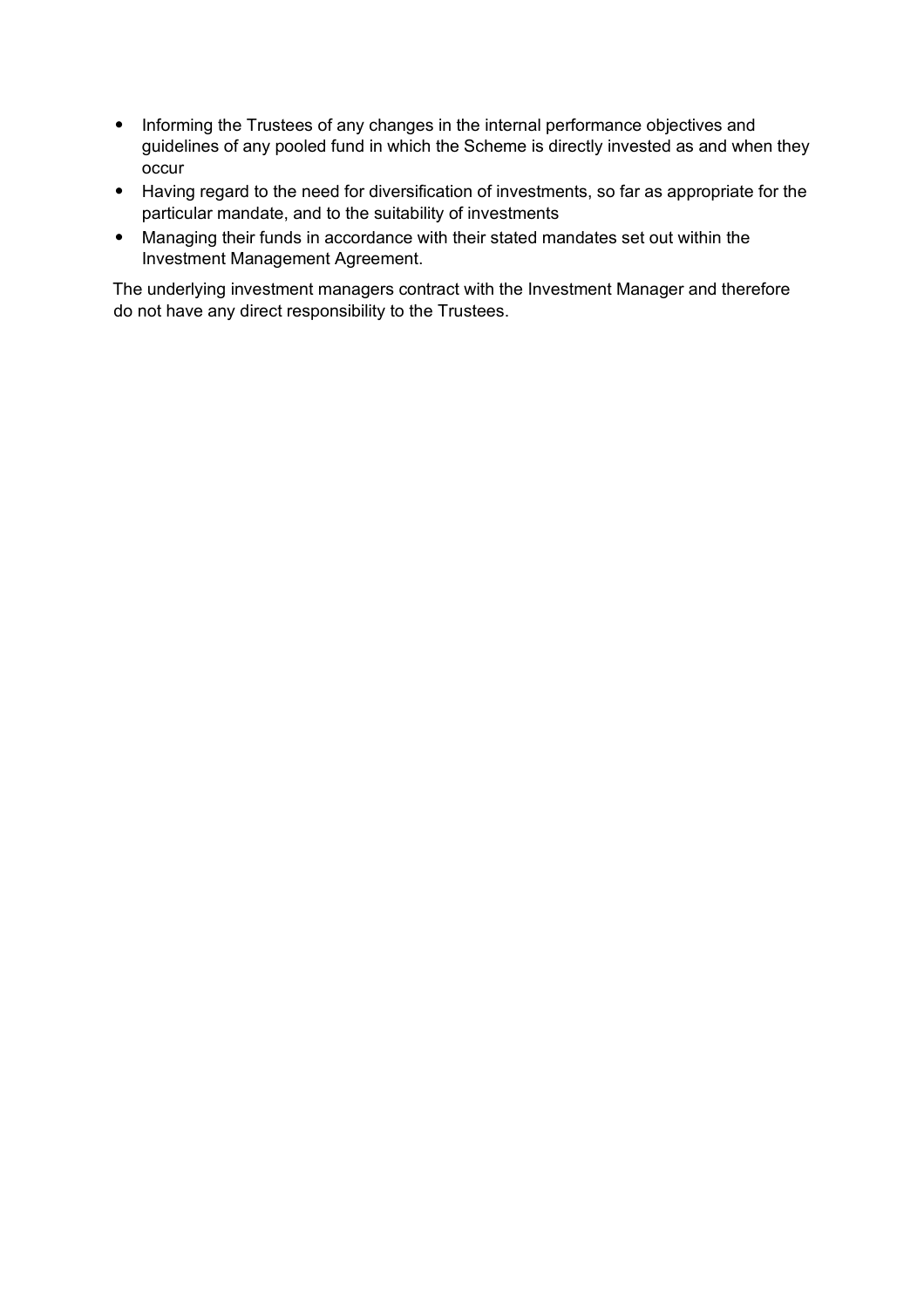- Informing the Trustees of any changes in the internal performance objectives and guidelines of any pooled fund in which the Scheme is directly invested as and when they occur
- Having regard to the need for diversification of investments, so far as appropriate for the particular mandate, and to the suitability of investments
- Managing their funds in accordance with their stated mandates set out within the Investment Management Agreement.

The underlying investment managers contract with the Investment Manager and therefore do not have any direct responsibility to the Trustees.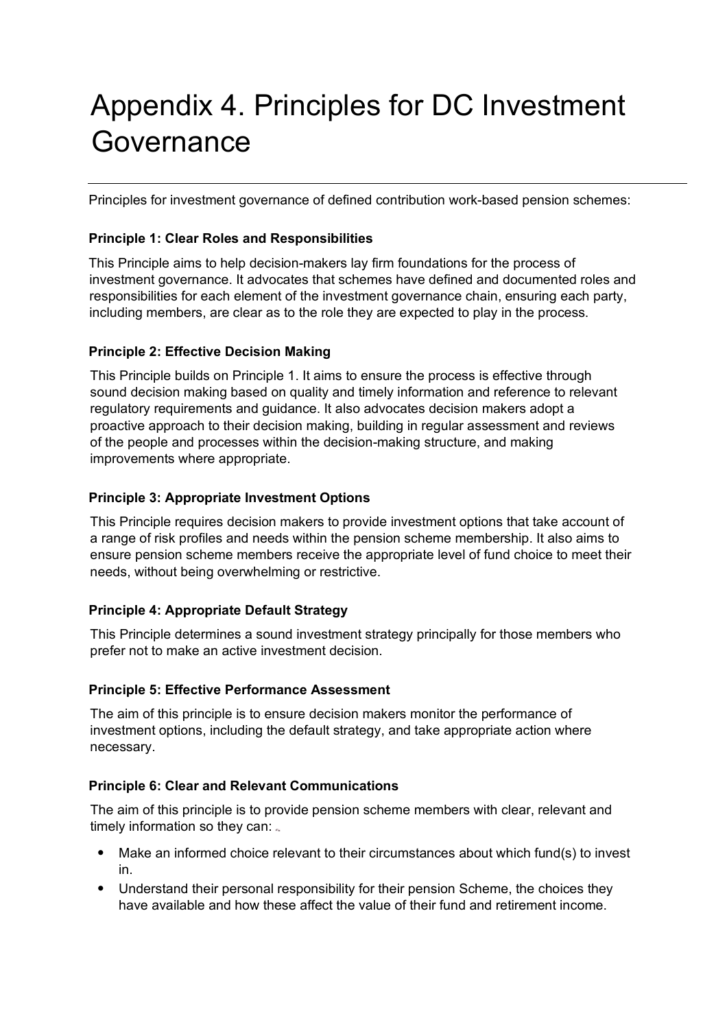# Appendix 4. Principles for DC Investment Governance

Principles for investment governance of defined contribution work-based pension schemes:

### Principle 1: Clear Roles and Responsibilities

This Principle aims to help decision-makers lay firm foundations for the process of investment governance. It advocates that schemes have defined and documented roles and responsibilities for each element of the investment governance chain, ensuring each party, including members, are clear as to the role they are expected to play in the process.

### Principle 2: Effective Decision Making

This Principle builds on Principle 1. It aims to ensure the process is effective through sound decision making based on quality and timely information and reference to relevant regulatory requirements and guidance. It also advocates decision makers adopt a proactive approach to their decision making, building in regular assessment and reviews of the people and processes within the decision-making structure, and making improvements where appropriate.

### Principle 3: Appropriate Investment Options

This Principle requires decision makers to provide investment options that take account of a range of risk profiles and needs within the pension scheme membership. It also aims to ensure pension scheme members receive the appropriate level of fund choice to meet their needs, without being overwhelming or restrictive.

### Principle 4: Appropriate Default Strategy

This Principle determines a sound investment strategy principally for those members who prefer not to make an active investment decision.

### Principle 5: Effective Performance Assessment

The aim of this principle is to ensure decision makers monitor the performance of investment options, including the default strategy, and take appropriate action where necessary.

### Principle 6: Clear and Relevant Communications

The aim of this principle is to provide pension scheme members with clear, relevant and timely information so they can:

- Make an informed choice relevant to their circumstances about which fund(s) to invest in.
- Understand their personal responsibility for their pension Scheme, the choices they have available and how these affect the value of their fund and retirement income.